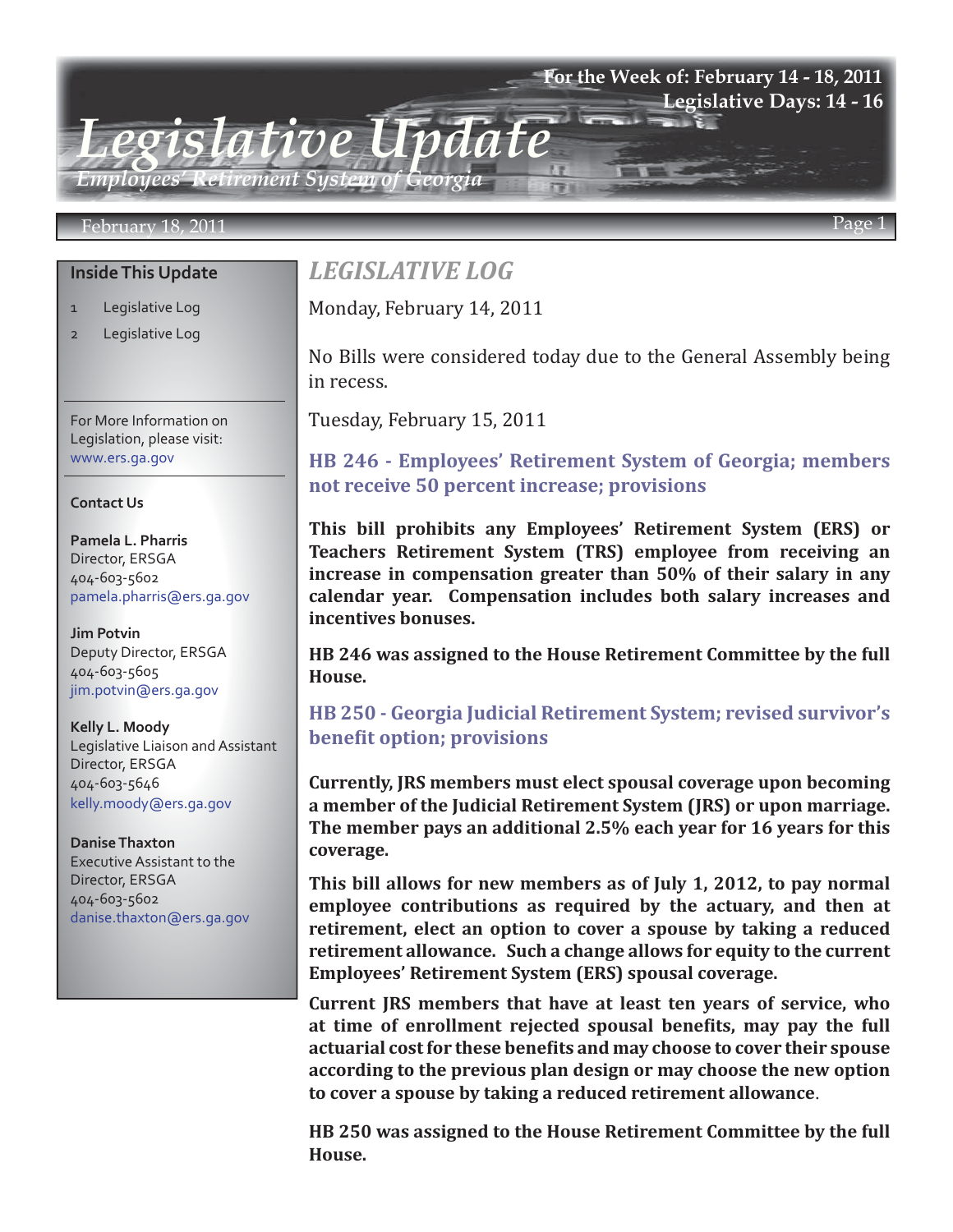# Legislative Update

*Employees' Retirement System of Georgia*

For the Week of: February 14 - 18, 2011
Legislative Days: 14 - 16

February 18, 2011

### Inside This Update

1 Legislative Log
2 Legislative Log

For More Information on Legislation, please visit: www.ers.ga.gov

### Contact Us

**Pamela L. Pharris**
Director, ERSGA
404-603-5602
pamela.pharris@ers.ga.gov

**Jim Potvin**
Deputy Director, ERSGA
404-603-5605
jim.potvin@ers.ga.gov

**Kelly L. Moody**
Legislative Liaison and Assistant Director, ERSGA
404-603-5646
kelly.moody@ers.ga.gov

**Danise Thaxton**
Executive Assistant to the Director, ERSGA
404-603-5602
danise.thaxton@ers.ga.gov

## *LEGISLATIVE LOG*

Monday, February 14, 2011

No Bills were considered today due to the General Assembly being in recess.

Tuesday, February 15, 2011

### HB 246 - Employees' Retirement System of Georgia; members not receive 50 percent increase; provisions

**This bill prohibits any Employees' Retirement System (ERS) or Teachers Retirement System (TRS) employee from receiving an increase in compensation greater than 50% of their salary in any calendar year. Compensation includes both salary increases and incentives bonuses.**

**HB 246 was assigned to the House Retirement Committee by the full House.**

### HB 250 - Georgia Judicial Retirement System; revised survivor's benefit option; provisions

**Currently, JRS members must elect spousal coverage upon becoming a member of the Judicial Retirement System (JRS) or upon marriage. The member pays an additional 2.5% each year for 16 years for this coverage.**

**This bill allows for new members as of July 1, 2012, to pay normal employee contributions as required by the actuary, and then at retirement, elect an option to cover a spouse by taking a reduced retirement allowance. Such a change allows for equity to the current Employees' Retirement System (ERS) spousal coverage.**

**Current JRS members that have at least ten years of service, who at time of enrollment rejected spousal benefits, may pay the full actuarial cost for these benefits and may choose to cover their spouse according to the previous plan design or may choose the new option to cover a spouse by taking a reduced retirement allowance.**

**HB 250 was assigned to the House Retirement Committee by the full House.**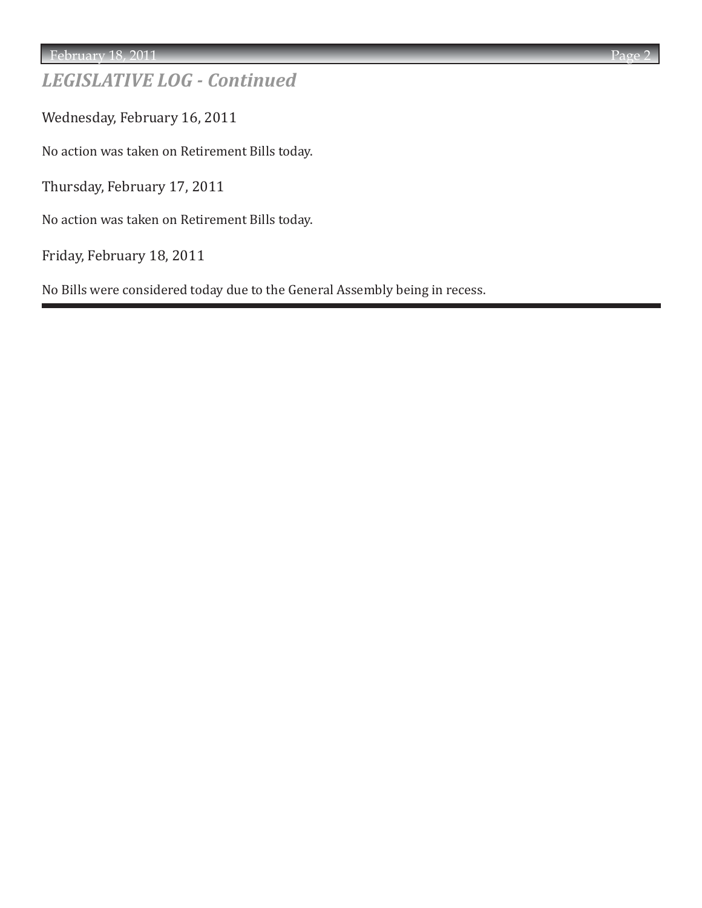## *LEGISLATIVE LOG - Continued*

### Wednesday, February 16, 2011

No action was taken on Retirement Bills today.

### Thursday, February 17, 2011

No action was taken on Retirement Bills today.

### Friday, February 18, 2011

No Bills were considered today due to the General Assembly being in recess.